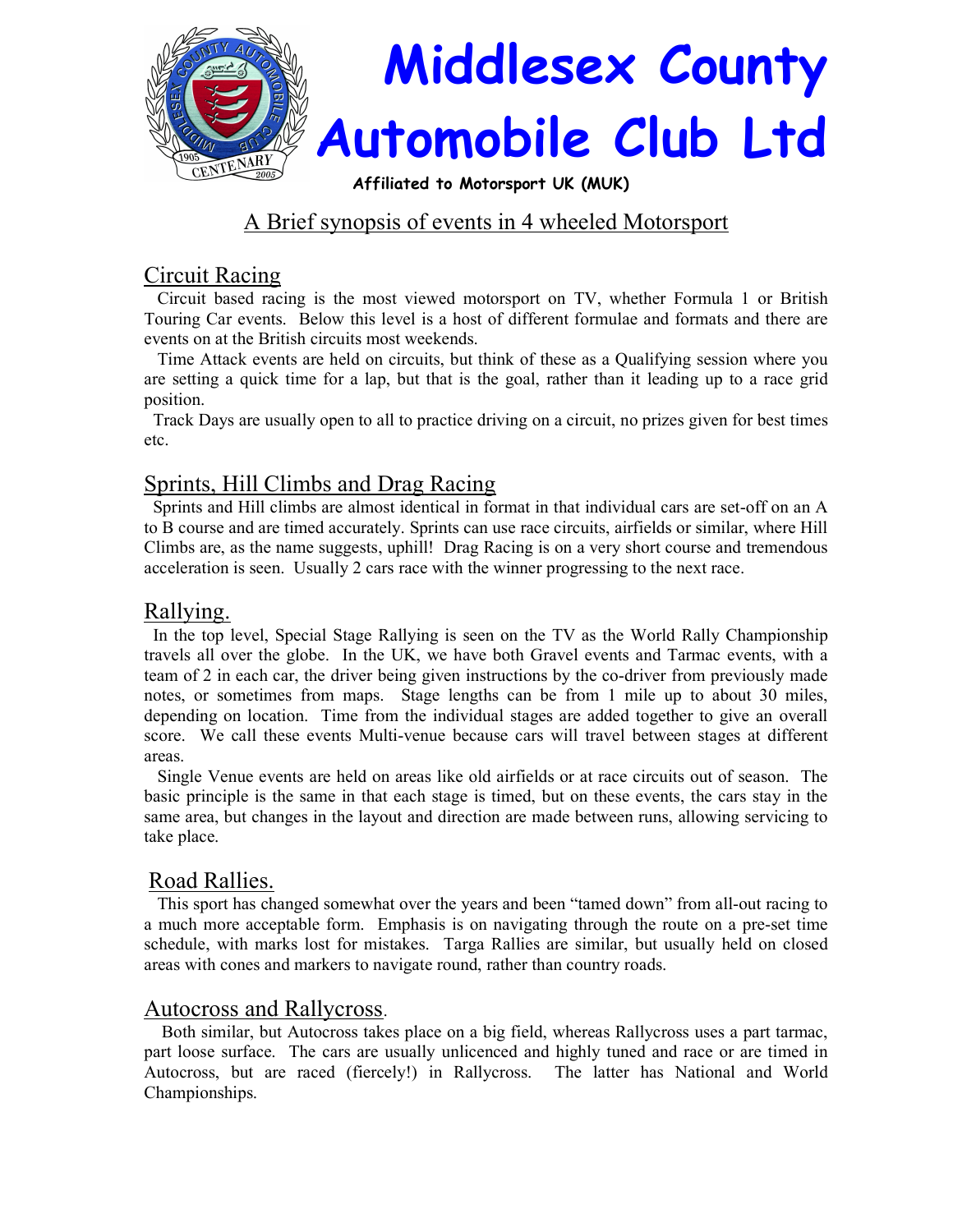# Middlesex County Automobile Club Ltd

**Affiliated to Motorsport UK (MUK)**

## A Brief synopsis of events in 4 wheeled Motorsport

### Circuit Racing

Circuit based racing is the most viewed motorsport on TV, whether Formula 1 or British Touring Car events. Below this level is a host of different formulae and formats and there are events on at the British circuits most weekends.

Time Attack events are held on circuits, but think of these as a Qualifying session where you are setting a quick time for a lap, but that is the goal, rather than it leading up to a race grid position.

Track Days are usually open to all to practice driving on a circuit, no prizes given for best times etc.

### Sprints, Hill Climbs and Drag Racing

Sprints and Hill climbs are almost identical in format in that individual cars are set-off on an A to B course and are timed accurately. Sprints can use race circuits, airfields or similar, where Hill Climbs are, as the name suggests, uphill! Drag Racing is on a very short course and tremendous acceleration is seen. Usually 2 cars race with the winner progressing to the next race.

### Rallying.

In the top level, Special Stage Rallying is seen on the TV as the World Rally Championship travels all over the globe. In the UK, we have both Gravel events and Tarmac events, with a team of 2 in each car, the driver being given instructions by the co-driver from previously made notes, or sometimes from maps. Stage lengths can be from 1 mile up to about 30 miles, depending on location. Time from the individual stages are added together to give an overall score. We call these events Multi-venue because cars will travel between stages at different areas.

Single Venue events are held on areas like old airfields or at race circuits out of season. The basic principle is the same in that each stage is timed, but on these events, the cars stay in the same area, but changes in the layout and direction are made between runs, allowing servicing to take place.

### Road Rallies.

This sport has changed somewhat over the years and been "tamed down" from all-out racing to a much more acceptable form. Emphasis is on navigating through the route on a pre-set time schedule, with marks lost for mistakes. Targa Rallies are similar, but usually held on closed areas with cones and markers to navigate round, rather than country roads.

### Autocross and Rallycross.

Both similar, but Autocross takes place on a big field, whereas Rallycross uses a part tarmac, part loose surface. The cars are usually unlicenced and highly tuned and race or are timed in Autocross, but are raced (fiercely!) in Rallycross. The latter has National and World Championships.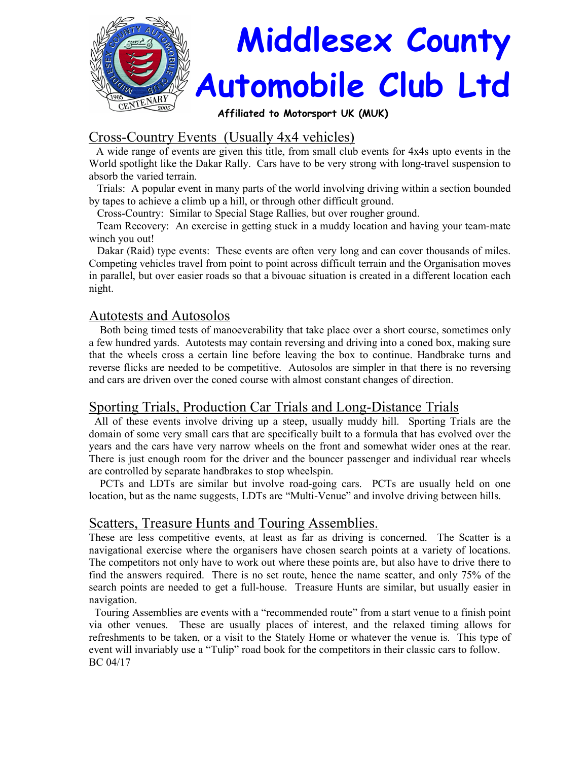# Middlesex County Automobile Club Ltd

**Affiliated to Motorsport UK (MUK)**

## Cross-Country Events (Usually 4x4 vehicles)

A wide range of events are given this title, from small club events for 4x4s upto events in the World spotlight like the Dakar Rally. Cars have to be very strong with long-travel suspension to absorb the varied terrain.

Trials: A popular event in many parts of the world involving driving within a section bounded by tapes to achieve a climb up a hill, or through other difficult ground.

Cross-Country: Similar to Special Stage Rallies, but over rougher ground.

Team Recovery: An exercise in getting stuck in a muddy location and having your team-mate winch you out!

Dakar (Raid) type events: These events are often very long and can cover thousands of miles. Competing vehicles travel from point to point across difficult terrain and the Organisation moves in parallel, but over easier roads so that a bivouac situation is created in a different location each night.

## Autotests and Autosolos

Both being timed tests of manoeverability that take place over a short course, sometimes only a few hundred yards. Autotests may contain reversing and driving into a coned box, making sure that the wheels cross a certain line before leaving the box to continue. Handbrake turns and reverse flicks are needed to be competitive. Autosolos are simpler in that there is no reversing and cars are driven over the coned course with almost constant changes of direction.

## Sporting Trials, Production Car Trials and Long-Distance Trials

All of these events involve driving up a steep, usually muddy hill. Sporting Trials are the domain of some very small cars that are specifically built to a formula that has evolved over the years and the cars have very narrow wheels on the front and somewhat wider ones at the rear. There is just enough room for the driver and the bouncer passenger and individual rear wheels are controlled by separate handbrakes to stop wheelspin.

PCTs and LDTs are similar but involve road-going cars. PCTs are usually held on one location, but as the name suggests, LDTs are "Multi-Venue" and involve driving between hills.

## Scatters, Treasure Hunts and Touring Assemblies.

These are less competitive events, at least as far as driving is concerned. The Scatter is a navigational exercise where the organisers have chosen search points at a variety of locations. The competitors not only have to work out where these points are, but also have to drive there to find the answers required. There is no set route, hence the name scatter, and only 75% of the search points are needed to get a full-house. Treasure Hunts are similar, but usually easier in navigation.

Touring Assemblies are events with a "recommended route" from a start venue to a finish point via other venues. These are usually places of interest, and the relaxed timing allows for refreshments to be taken, or a visit to the Stately Home or whatever the venue is. This type of event will invariably use a "Tulip" road book for the competitors in their classic cars to follow.

BC 04/17